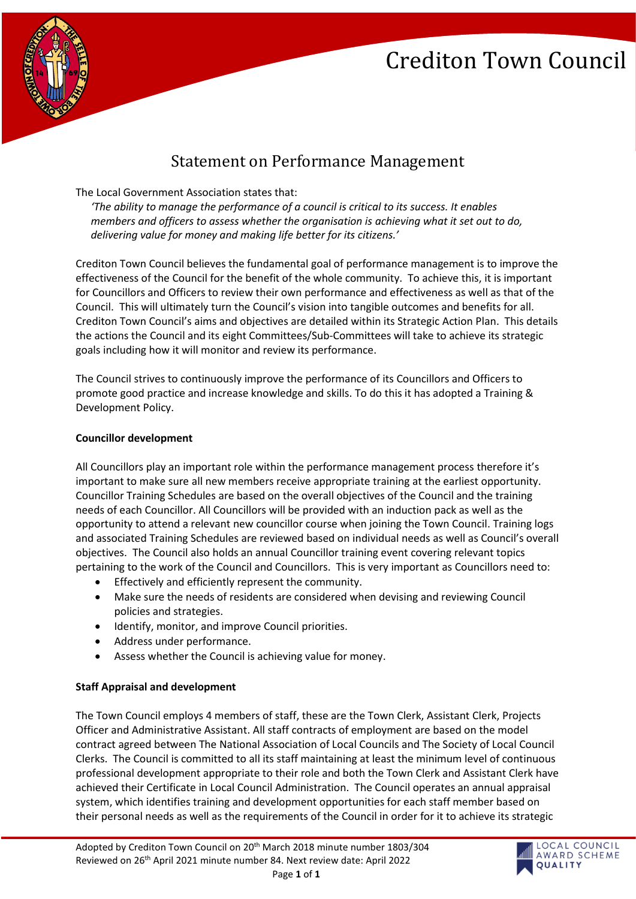# Crediton Town Council

## Statement on Performance Management

The Local Government Association states that:

> *'The ability to manage the performance of a council is critical to its success. It enables members and officers to assess whether the organisation is achieving what it set out to do, delivering value for money and making life better for its citizens.'*

Crediton Town Council believes the fundamental goal of performance management is to improve the effectiveness of the Council for the benefit of the whole community. To achieve this, it is important for Councillors and Officers to review their own performance and effectiveness as well as that of the Council. This will ultimately turn the Council's vision into tangible outcomes and benefits for all. Crediton Town Council's aims and objectives are detailed within its Strategic Action Plan. This details the actions the Council and its eight Committees/Sub-Committees will take to achieve its strategic goals including how it will monitor and review its performance.

The Council strives to continuously improve the performance of its Councillors and Officers to promote good practice and increase knowledge and skills. To do this it has adopted a Training & Development Policy.

**Councillor development**

All Councillors play an important role within the performance management process therefore it's important to make sure all new members receive appropriate training at the earliest opportunity. Councillor Training Schedules are based on the overall objectives of the Council and the training needs of each Councillor. All Councillors will be provided with an induction pack as well as the opportunity to attend a relevant new councillor course when joining the Town Council. Training logs and associated Training Schedules are reviewed based on individual needs as well as Council's overall objectives. The Council also holds an annual Councillor training event covering relevant topics pertaining to the work of the Council and Councillors. This is very important as Councillors need to:

- Effectively and efficiently represent the community.
- Make sure the needs of residents are considered when devising and reviewing Council policies and strategies.
- Identify, monitor, and improve Council priorities.
- Address under performance.
- Assess whether the Council is achieving value for money.

**Staff Appraisal and development**

The Town Council employs 4 members of staff, these are the Town Clerk, Assistant Clerk, Projects Officer and Administrative Assistant. All staff contracts of employment are based on the model contract agreed between The National Association of Local Councils and The Society of Local Council Clerks. The Council is committed to all its staff maintaining at least the minimum level of continuous professional development appropriate to their role and both the Town Clerk and Assistant Clerk have achieved their Certificate in Local Council Administration. The Council operates an annual appraisal system, which identifies training and development opportunities for each staff member based on their personal needs as well as the requirements of the Council in order for it to achieve its strategic

Adopted by Crediton Town Council on 20th March 2018 minute number 1803/304
Reviewed on 26th April 2021 minute number 84. Next review date: April 2022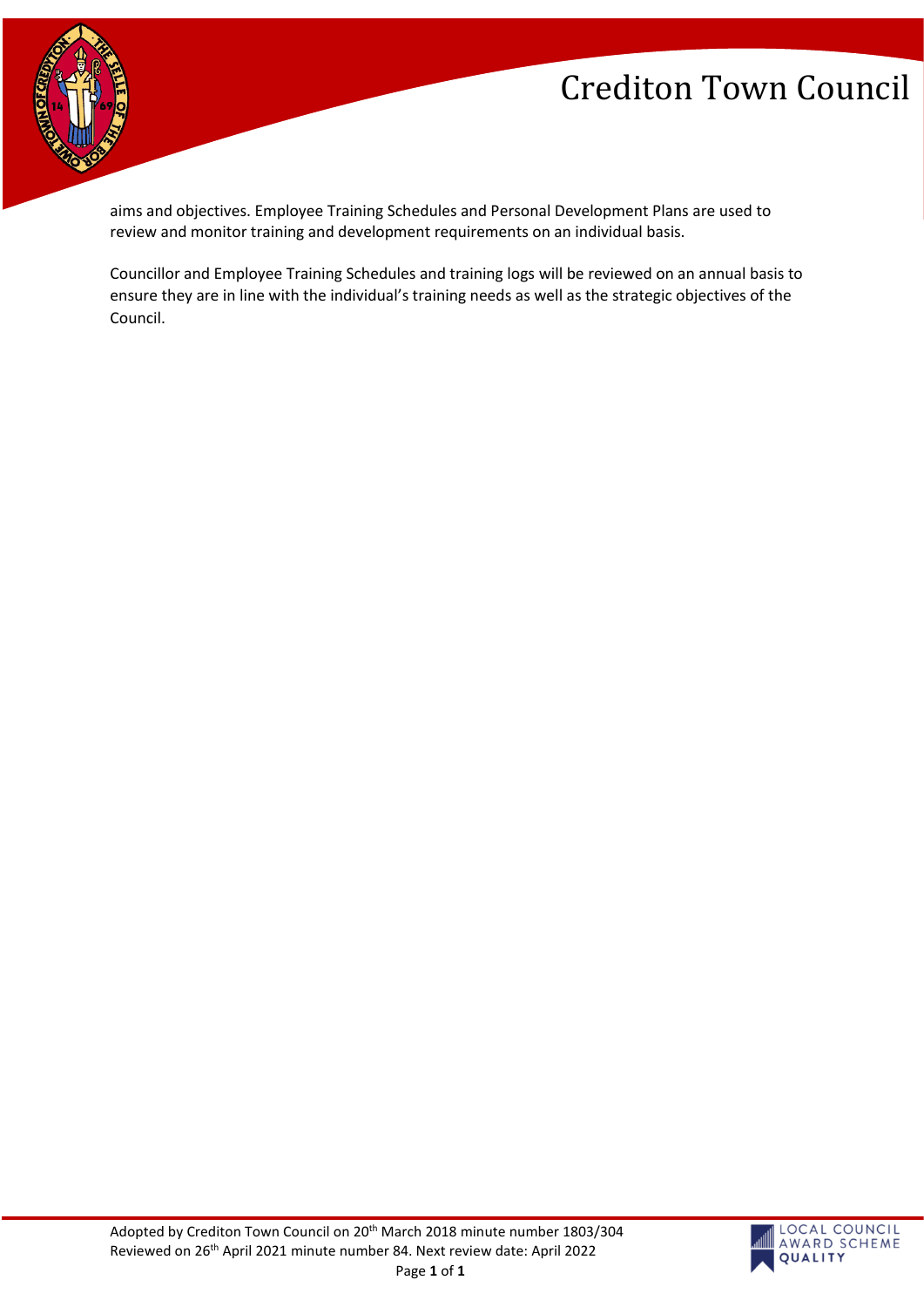aims and objectives. Employee Training Schedules and Personal Development Plans are used to review and monitor training and development requirements on an individual basis.

Councillor and Employee Training Schedules and training logs will be reviewed on an annual basis to ensure they are in line with the individual's training needs as well as the strategic objectives of the Council.

Adopted by Crediton Town Council on 20th March 2018 minute number 1803/304
Reviewed on 26th April 2021 minute number 84. Next review date: April 2022